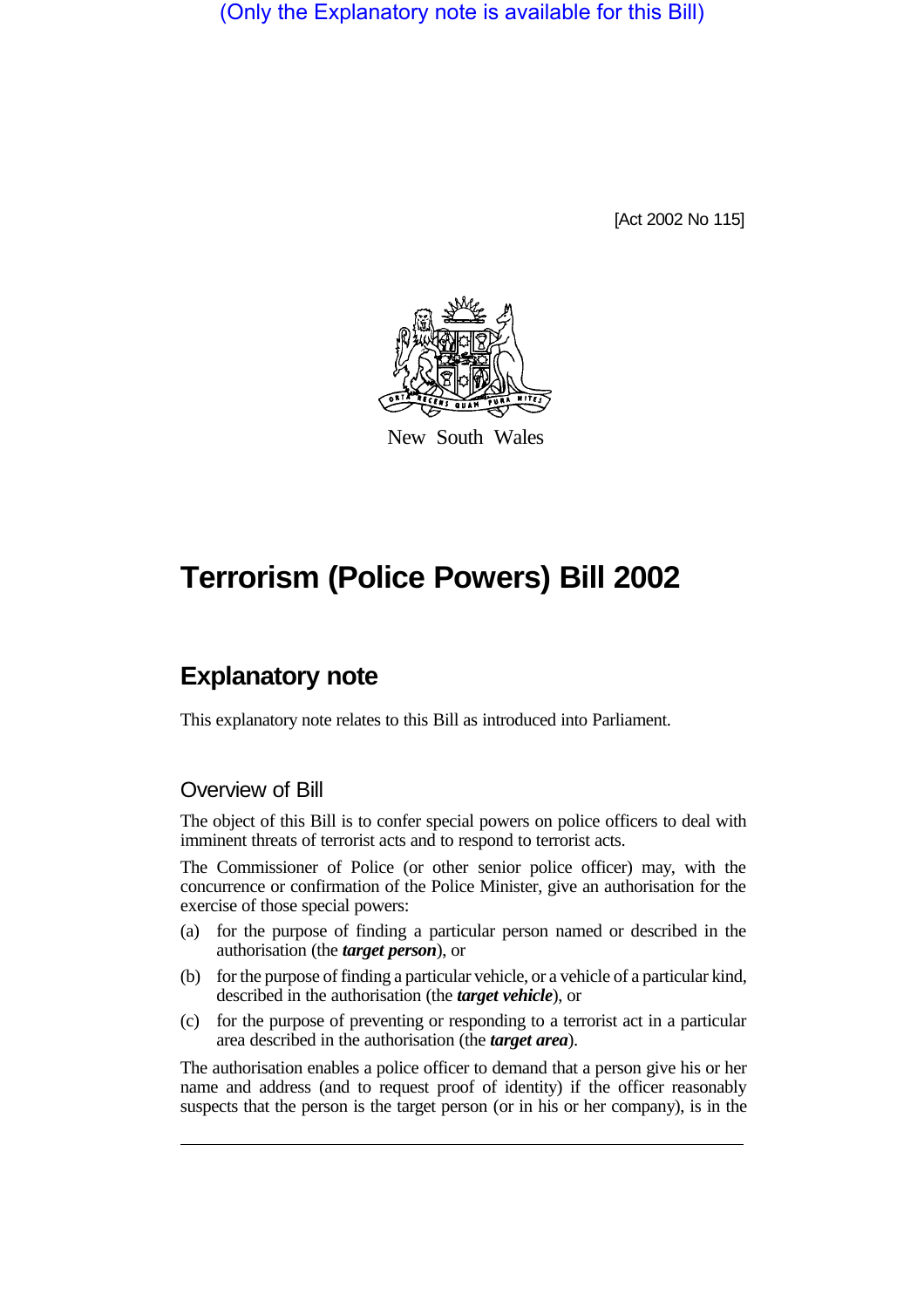(Only the Explanatory note is available for this Bill)

[Act 2002 No 115]

New South Wales

# Terrorism (Police Powers) Bill 2002

## Explanatory note

This explanatory note relates to this Bill as introduced into Parliament.

### Overview of Bill

The object of this Bill is to confer special powers on police officers to deal with imminent threats of terrorist acts and to respond to terrorist acts.

The Commissioner of Police (or other senior police officer) may, with the concurrence or confirmation of the Police Minister, give an authorisation for the exercise of those special powers:

(a) for the purpose of finding a particular person named or described in the authorisation (the ***target person***), or

(b) for the purpose of finding a particular vehicle, or a vehicle of a particular kind, described in the authorisation (the ***target vehicle***), or

(c) for the purpose of preventing or responding to a terrorist act in a particular area described in the authorisation (the ***target area***).

The authorisation enables a police officer to demand that a person give his or her name and address (and to request proof of identity) if the officer reasonably suspects that the person is the target person (or in his or her company), is in the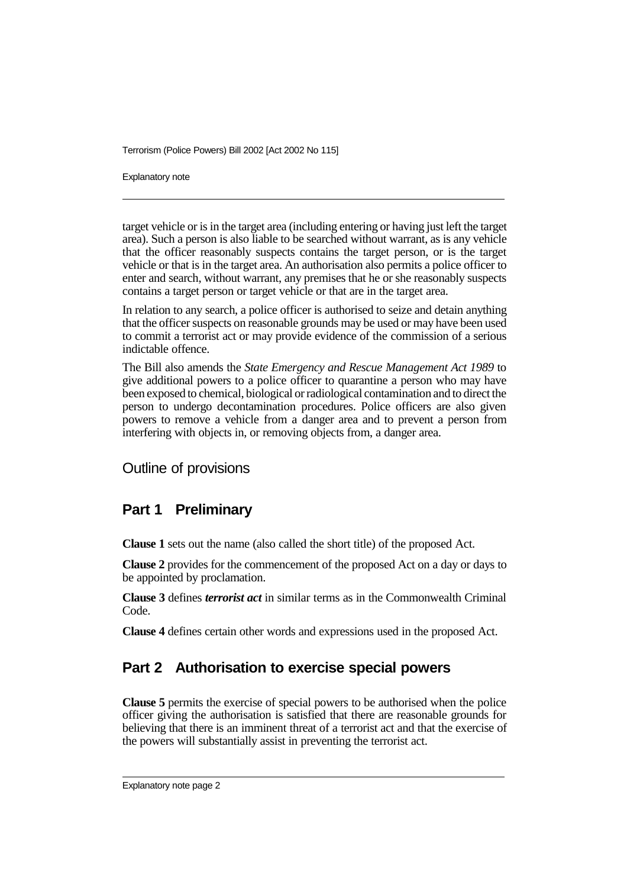target vehicle or is in the target area (including entering or having just left the target area). Such a person is also liable to be searched without warrant, as is any vehicle that the officer reasonably suspects contains the target person, or is the target vehicle or that is in the target area. An authorisation also permits a police officer to enter and search, without warrant, any premises that he or she reasonably suspects contains a target person or target vehicle or that are in the target area.

In relation to any search, a police officer is authorised to seize and detain anything that the officer suspects on reasonable grounds may be used or may have been used to commit a terrorist act or may provide evidence of the commission of a serious indictable offence.

The Bill also amends the *State Emergency and Rescue Management Act 1989* to give additional powers to a police officer to quarantine a person who may have been exposed to chemical, biological or radiological contamination and to direct the person to undergo decontamination procedures. Police officers are also given powers to remove a vehicle from a danger area and to prevent a person from interfering with objects in, or removing objects from, a danger area.

## Outline of provisions

### Part 1 Preliminary

**Clause 1** sets out the name (also called the short title) of the proposed Act.

**Clause 2** provides for the commencement of the proposed Act on a day or days to be appointed by proclamation.

**Clause 3** defines ***terrorist act*** in similar terms as in the Commonwealth Criminal Code.

**Clause 4** defines certain other words and expressions used in the proposed Act.

### Part 2 Authorisation to exercise special powers

**Clause 5** permits the exercise of special powers to be authorised when the police officer giving the authorisation is satisfied that there are reasonable grounds for believing that there is an imminent threat of a terrorist act and that the exercise of the powers will substantially assist in preventing the terrorist act.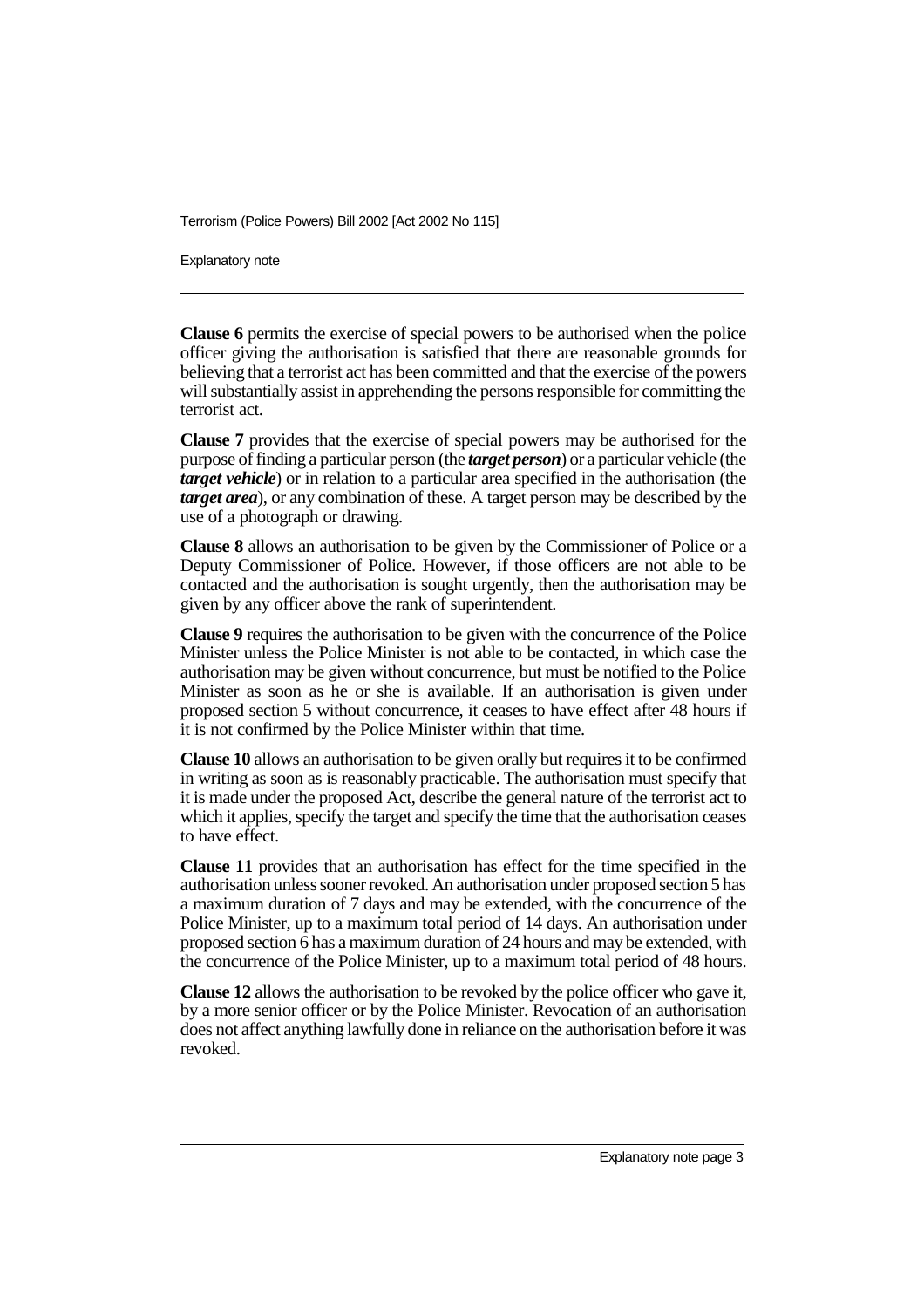**Clause 6** permits the exercise of special powers to be authorised when the police officer giving the authorisation is satisfied that there are reasonable grounds for believing that a terrorist act has been committed and that the exercise of the powers will substantially assist in apprehending the persons responsible for committing the terrorist act.

**Clause 7** provides that the exercise of special powers may be authorised for the purpose of finding a particular person (the ***target person***) or a particular vehicle (the ***target vehicle***) or in relation to a particular area specified in the authorisation (the ***target area***), or any combination of these. A target person may be described by the use of a photograph or drawing.

**Clause 8** allows an authorisation to be given by the Commissioner of Police or a Deputy Commissioner of Police. However, if those officers are not able to be contacted and the authorisation is sought urgently, then the authorisation may be given by any officer above the rank of superintendent.

**Clause 9** requires the authorisation to be given with the concurrence of the Police Minister unless the Police Minister is not able to be contacted, in which case the authorisation may be given without concurrence, but must be notified to the Police Minister as soon as he or she is available. If an authorisation is given under proposed section 5 without concurrence, it ceases to have effect after 48 hours if it is not confirmed by the Police Minister within that time.

**Clause 10** allows an authorisation to be given orally but requires it to be confirmed in writing as soon as is reasonably practicable. The authorisation must specify that it is made under the proposed Act, describe the general nature of the terrorist act to which it applies, specify the target and specify the time that the authorisation ceases to have effect.

**Clause 11** provides that an authorisation has effect for the time specified in the authorisation unless sooner revoked. An authorisation under proposed section 5 has a maximum duration of 7 days and may be extended, with the concurrence of the Police Minister, up to a maximum total period of 14 days. An authorisation under proposed section 6 has a maximum duration of 24 hours and may be extended, with the concurrence of the Police Minister, up to a maximum total period of 48 hours.

**Clause 12** allows the authorisation to be revoked by the police officer who gave it, by a more senior officer or by the Police Minister. Revocation of an authorisation does not affect anything lawfully done in reliance on the authorisation before it was revoked.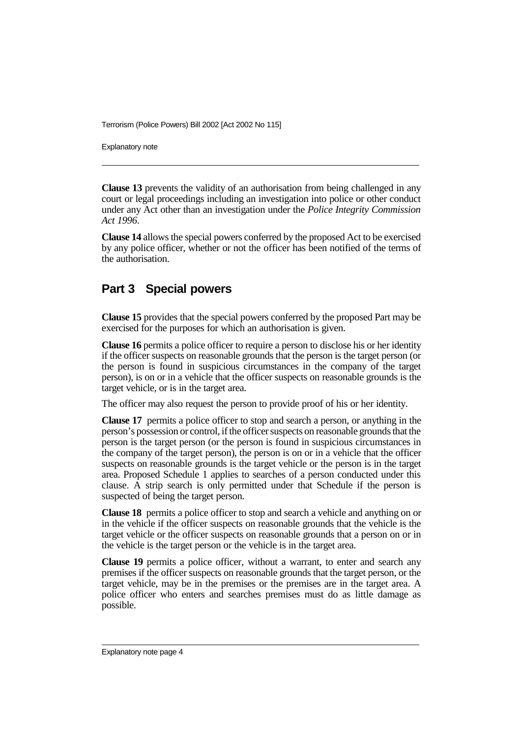**Clause 13** prevents the validity of an authorisation from being challenged in any court or legal proceedings including an investigation into police or other conduct under any Act other than an investigation under the *Police Integrity Commission Act 1996*.

**Clause 14** allows the special powers conferred by the proposed Act to be exercised by any police officer, whether or not the officer has been notified of the terms of the authorisation.

## Part 3 Special powers

**Clause 15** provides that the special powers conferred by the proposed Part may be exercised for the purposes for which an authorisation is given.

**Clause 16** permits a police officer to require a person to disclose his or her identity if the officer suspects on reasonable grounds that the person is the target person (or the person is found in suspicious circumstances in the company of the target person), is on or in a vehicle that the officer suspects on reasonable grounds is the target vehicle, or is in the target area.

The officer may also request the person to provide proof of his or her identity.

**Clause 17** permits a police officer to stop and search a person, or anything in the person's possession or control, if the officer suspects on reasonable grounds that the person is the target person (or the person is found in suspicious circumstances in the company of the target person), the person is on or in a vehicle that the officer suspects on reasonable grounds is the target vehicle or the person is in the target area. Proposed Schedule 1 applies to searches of a person conducted under this clause. A strip search is only permitted under that Schedule if the person is suspected of being the target person.

**Clause 18** permits a police officer to stop and search a vehicle and anything on or in the vehicle if the officer suspects on reasonable grounds that the vehicle is the target vehicle or the officer suspects on reasonable grounds that a person on or in the vehicle is the target person or the vehicle is in the target area.

**Clause 19** permits a police officer, without a warrant, to enter and search any premises if the officer suspects on reasonable grounds that the target person, or the target vehicle, may be in the premises or the premises are in the target area. A police officer who enters and searches premises must do as little damage as possible.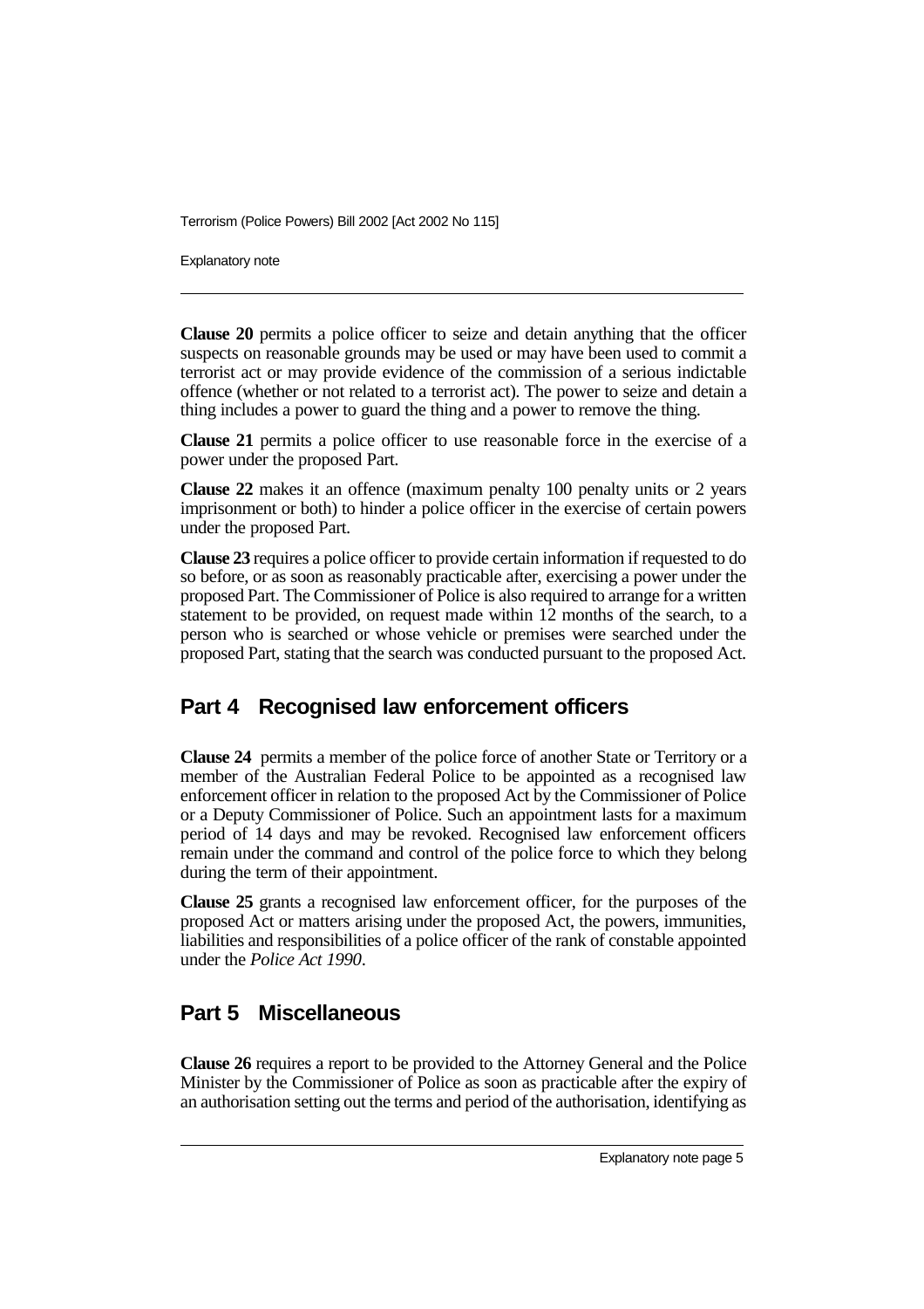**Clause 20** permits a police officer to seize and detain anything that the officer suspects on reasonable grounds may be used or may have been used to commit a terrorist act or may provide evidence of the commission of a serious indictable offence (whether or not related to a terrorist act). The power to seize and detain a thing includes a power to guard the thing and a power to remove the thing.

**Clause 21** permits a police officer to use reasonable force in the exercise of a power under the proposed Part.

**Clause 22** makes it an offence (maximum penalty 100 penalty units or 2 years imprisonment or both) to hinder a police officer in the exercise of certain powers under the proposed Part.

**Clause 23** requires a police officer to provide certain information if requested to do so before, or as soon as reasonably practicable after, exercising a power under the proposed Part. The Commissioner of Police is also required to arrange for a written statement to be provided, on request made within 12 months of the search, to a person who is searched or whose vehicle or premises were searched under the proposed Part, stating that the search was conducted pursuant to the proposed Act.

## Part 4 Recognised law enforcement officers

**Clause 24** permits a member of the police force of another State or Territory or a member of the Australian Federal Police to be appointed as a recognised law enforcement officer in relation to the proposed Act by the Commissioner of Police or a Deputy Commissioner of Police. Such an appointment lasts for a maximum period of 14 days and may be revoked. Recognised law enforcement officers remain under the command and control of the police force to which they belong during the term of their appointment.

**Clause 25** grants a recognised law enforcement officer, for the purposes of the proposed Act or matters arising under the proposed Act, the powers, immunities, liabilities and responsibilities of a police officer of the rank of constable appointed under the *Police Act 1990*.

## Part 5 Miscellaneous

**Clause 26** requires a report to be provided to the Attorney General and the Police Minister by the Commissioner of Police as soon as practicable after the expiry of an authorisation setting out the terms and period of the authorisation, identifying as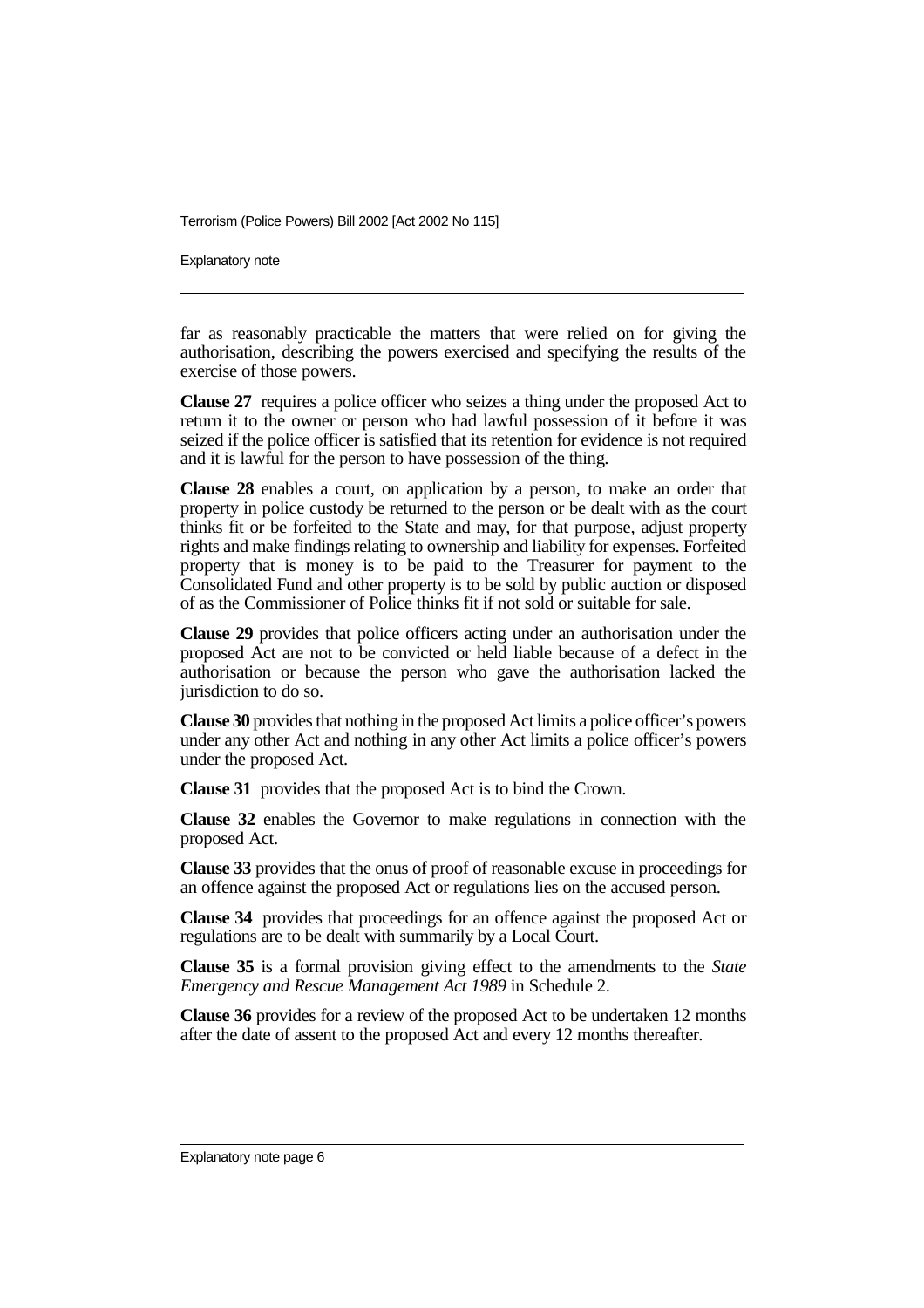far as reasonably practicable the matters that were relied on for giving the authorisation, describing the powers exercised and specifying the results of the exercise of those powers.

**Clause 27** requires a police officer who seizes a thing under the proposed Act to return it to the owner or person who had lawful possession of it before it was seized if the police officer is satisfied that its retention for evidence is not required and it is lawful for the person to have possession of the thing.

**Clause 28** enables a court, on application by a person, to make an order that property in police custody be returned to the person or be dealt with as the court thinks fit or be forfeited to the State and may, for that purpose, adjust property rights and make findings relating to ownership and liability for expenses. Forfeited property that is money is to be paid to the Treasurer for payment to the Consolidated Fund and other property is to be sold by public auction or disposed of as the Commissioner of Police thinks fit if not sold or suitable for sale.

**Clause 29** provides that police officers acting under an authorisation under the proposed Act are not to be convicted or held liable because of a defect in the authorisation or because the person who gave the authorisation lacked the jurisdiction to do so.

**Clause 30** provides that nothing in the proposed Act limits a police officer's powers under any other Act and nothing in any other Act limits a police officer's powers under the proposed Act.

**Clause 31** provides that the proposed Act is to bind the Crown.

**Clause 32** enables the Governor to make regulations in connection with the proposed Act.

**Clause 33** provides that the onus of proof of reasonable excuse in proceedings for an offence against the proposed Act or regulations lies on the accused person.

**Clause 34** provides that proceedings for an offence against the proposed Act or regulations are to be dealt with summarily by a Local Court.

**Clause 35** is a formal provision giving effect to the amendments to the *State Emergency and Rescue Management Act 1989* in Schedule 2.

**Clause 36** provides for a review of the proposed Act to be undertaken 12 months after the date of assent to the proposed Act and every 12 months thereafter.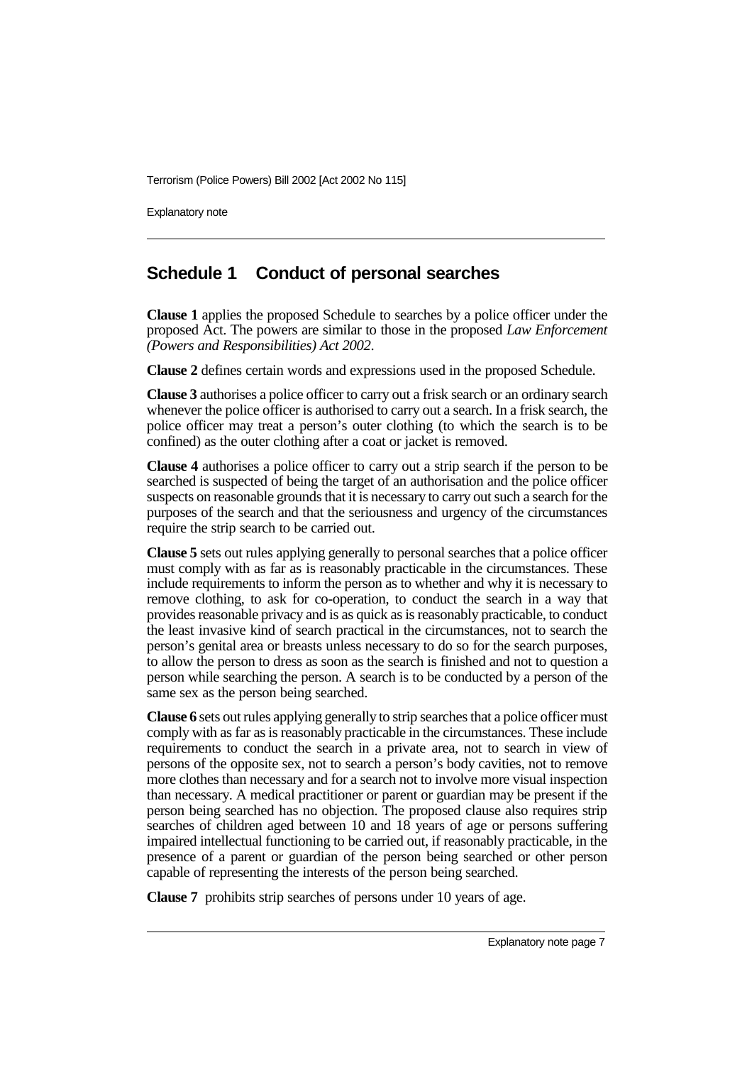## Schedule 1 Conduct of personal searches

**Clause 1** applies the proposed Schedule to searches by a police officer under the proposed Act. The powers are similar to those in the proposed *Law Enforcement (Powers and Responsibilities) Act 2002*.

**Clause 2** defines certain words and expressions used in the proposed Schedule.

**Clause 3** authorises a police officer to carry out a frisk search or an ordinary search whenever the police officer is authorised to carry out a search. In a frisk search, the police officer may treat a person's outer clothing (to which the search is to be confined) as the outer clothing after a coat or jacket is removed.

**Clause 4** authorises a police officer to carry out a strip search if the person to be searched is suspected of being the target of an authorisation and the police officer suspects on reasonable grounds that it is necessary to carry out such a search for the purposes of the search and that the seriousness and urgency of the circumstances require the strip search to be carried out.

**Clause 5** sets out rules applying generally to personal searches that a police officer must comply with as far as is reasonably practicable in the circumstances. These include requirements to inform the person as to whether and why it is necessary to remove clothing, to ask for co-operation, to conduct the search in a way that provides reasonable privacy and is as quick as is reasonably practicable, to conduct the least invasive kind of search practical in the circumstances, not to search the person's genital area or breasts unless necessary to do so for the search purposes, to allow the person to dress as soon as the search is finished and not to question a person while searching the person. A search is to be conducted by a person of the same sex as the person being searched.

**Clause 6** sets out rules applying generally to strip searches that a police officer must comply with as far as is reasonably practicable in the circumstances. These include requirements to conduct the search in a private area, not to search in view of persons of the opposite sex, not to search a person's body cavities, not to remove more clothes than necessary and for a search not to involve more visual inspection than necessary. A medical practitioner or parent or guardian may be present if the person being searched has no objection. The proposed clause also requires strip searches of children aged between 10 and 18 years of age or persons suffering impaired intellectual functioning to be carried out, if reasonably practicable, in the presence of a parent or guardian of the person being searched or other person capable of representing the interests of the person being searched.

**Clause 7** prohibits strip searches of persons under 10 years of age.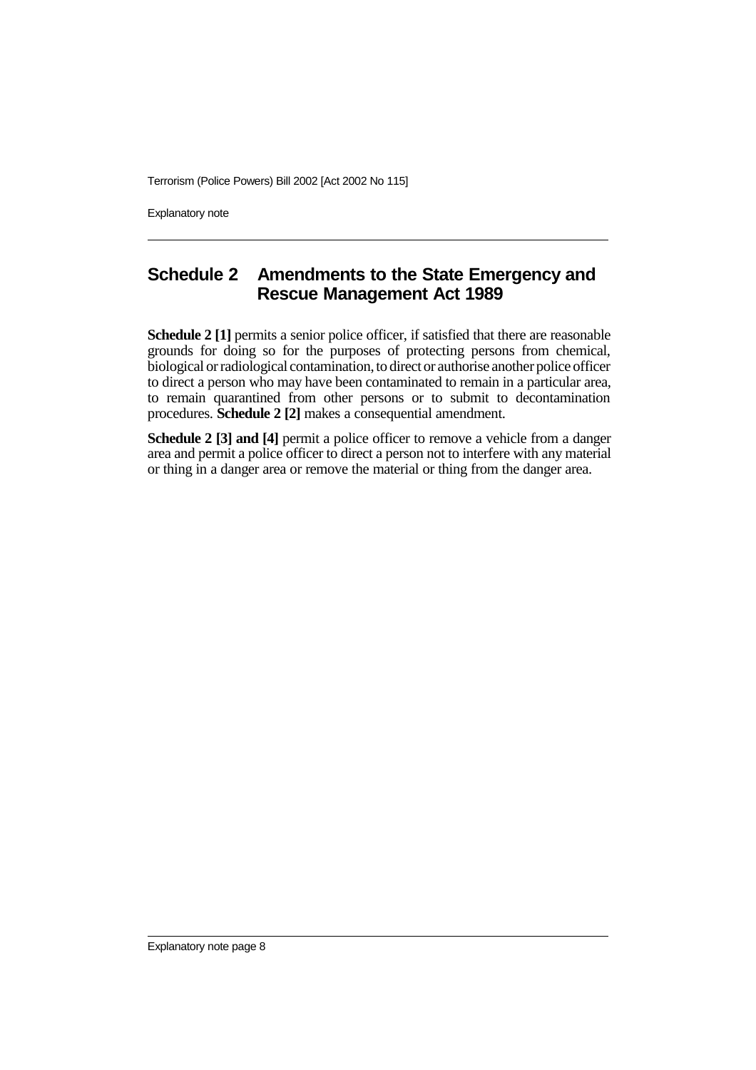## Schedule 2 Amendments to the State Emergency and Rescue Management Act 1989

**Schedule 2 [1]** permits a senior police officer, if satisfied that there are reasonable grounds for doing so for the purposes of protecting persons from chemical, biological or radiological contamination, to direct or authorise another police officer to direct a person who may have been contaminated to remain in a particular area, to remain quarantined from other persons or to submit to decontamination procedures. **Schedule 2 [2]** makes a consequential amendment.

**Schedule 2 [3] and [4]** permit a police officer to remove a vehicle from a danger area and permit a police officer to direct a person not to interfere with any material or thing in a danger area or remove the material or thing from the danger area.